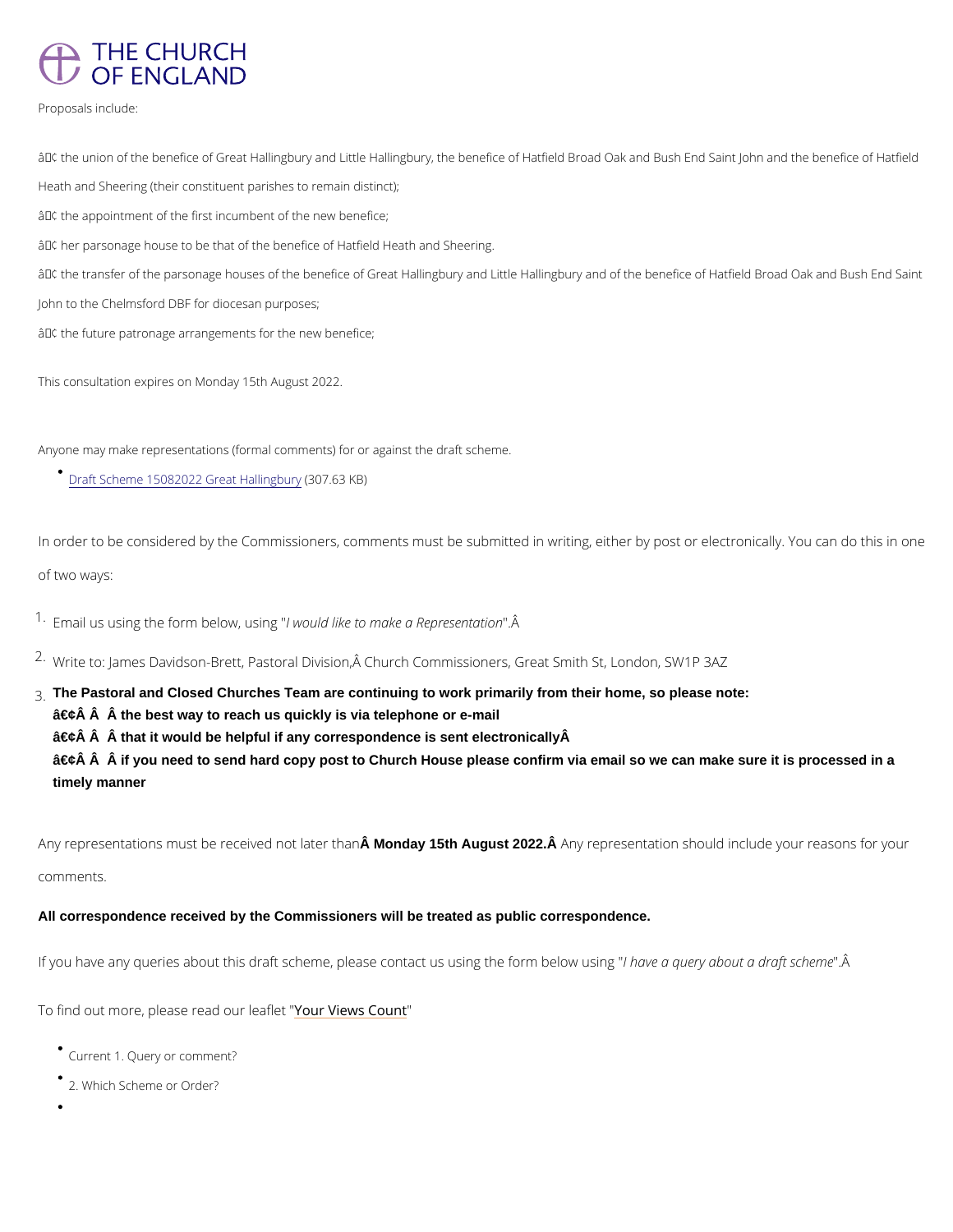# THE CHURCH OF ENGLAND

Proposals include:

â¢ the union of the benefice of Great Hallingbury and Little Hallingbury, the benefice of Hatfield Broad Oak and Bush End Saint John and the benefice of Hatfield Heath and Sheering (their constituent parishes to remain distinct);

â¢ the appointment of the first incumbent of the new benefice;

â¢ her parsonage house to be that of the benefice of Hatfield Heath and Sheering.

â¢ the transfer of the parsonage houses of the benefice of Great Hallingbury and Little Hallingbury and of the benefice of Hatfield Broad Oak and Bush End Saint John to the Chelmsford DBF for diocesan purposes;

â¢ the future patronage arrangements for the new benefice;

This consultation expires on Monday 15th August 2022.

Anyone may make representations (formal comments) for or against the draft scheme.

- Draft Scheme 15082022 Great Hallingbury (307.63 KB)

In order to be considered by the Commissioners, comments must be submitted in writing, either by post or electronically. You can do this in one of two ways:

1. Email us using the form below, using "*I would like to make a Representation*".Â
2. Write to: James Davidson-Brett, Pastoral Division,Â Church Commissioners, Great Smith St, London, SW1P 3AZ
3. **The Pastoral and Closed Churches Team are continuing to work primarily from their home, so please note:**
   **â€¢Â Â Â the best way to reach us quickly is via telephone or e-mail**
   **â€¢Â Â Â that it would be helpful if any correspondence is sent electronicallyÂ**
   **â€¢Â Â Â if you need to send hard copy post to Church House please confirm via email so we can make sure it is processed in a timely manner**

Any representations must be received not later than **Â Monday 15th August 2022.Â** Any representation should include your reasons for your comments.

**All correspondence received by the Commissioners will be treated as public correspondence.**

If you have any queries about this draft scheme, please contact us using the form below using "*I have a query about a draft scheme*".Â

To find out more, please read our leaflet "Your Views Count"

- Current 1. Query or comment?
- 2. Which Scheme or Order?
-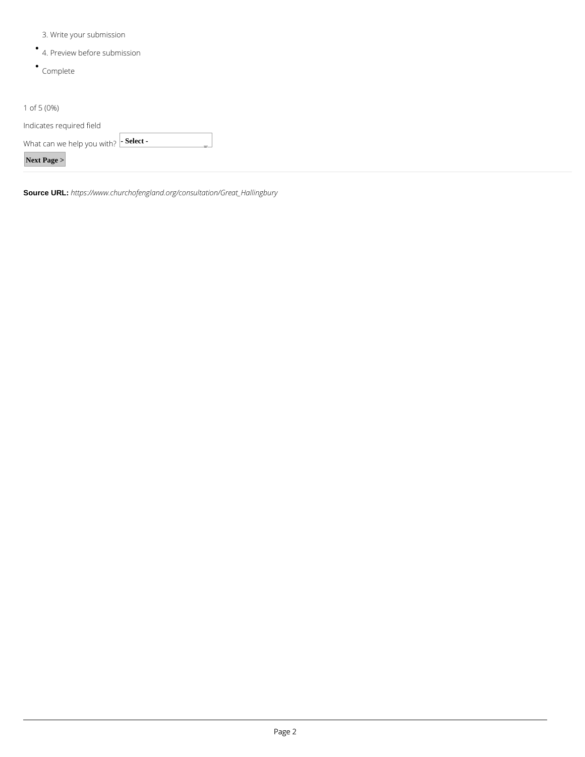3. Write your submission
- 4. Preview before submission
- Complete

1 of 5 (0%)

Indicates required field

What can we help you with? - Select -

Next Page >

---

**Source URL:** *https://www.churchofengland.org/consultation/Great_Hallingbury*